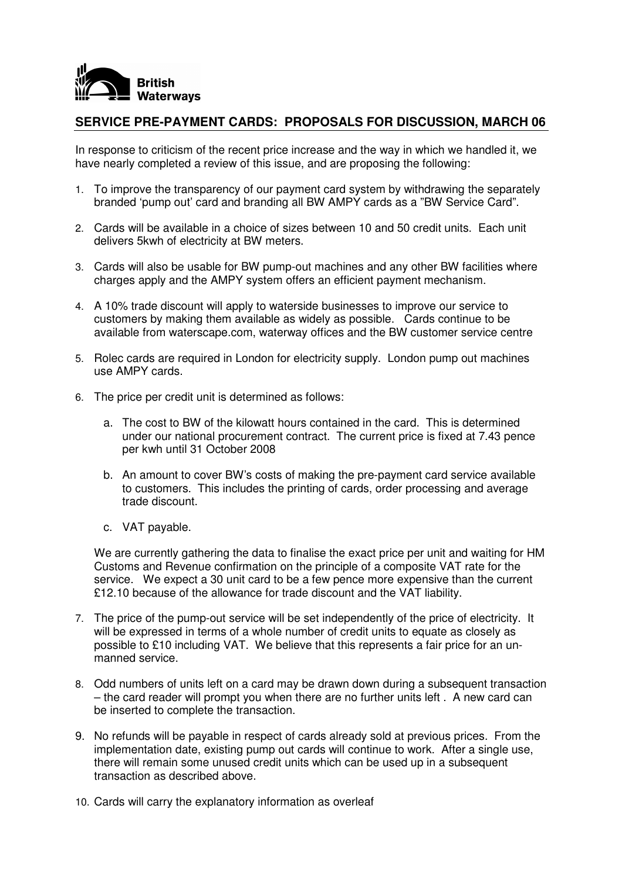British Waterways

## SERVICE PRE-PAYMENT CARDS: PROPOSALS FOR DISCUSSION, MARCH 06

In response to criticism of the recent price increase and the way in which we handled it, we have nearly completed a review of this issue, and are proposing the following:

1. To improve the transparency of our payment card system by withdrawing the separately branded 'pump out' card and branding all BW AMPY cards as a "BW Service Card".
2. Cards will be available in a choice of sizes between 10 and 50 credit units. Each unit delivers 5kwh of electricity at BW meters.
3. Cards will also be usable for BW pump-out machines and any other BW facilities where charges apply and the AMPY system offers an efficient payment mechanism.
4. A 10% trade discount will apply to waterside businesses to improve our service to customers by making them available as widely as possible. Cards continue to be available from waterscape.com, waterway offices and the BW customer service centre
5. Rolec cards are required in London for electricity supply. London pump out machines use AMPY cards.
6. The price per credit unit is determined as follows:
   a. The cost to BW of the kilowatt hours contained in the card. This is determined under our national procurement contract. The current price is fixed at 7.43 pence per kwh until 31 October 2008
   b. An amount to cover BW's costs of making the pre-payment card service available to customers. This includes the printing of cards, order processing and average trade discount.
   c. VAT payable.

   We are currently gathering the data to finalise the exact price per unit and waiting for HM Customs and Revenue confirmation on the principle of a composite VAT rate for the service. We expect a 30 unit card to be a few pence more expensive than the current £12.10 because of the allowance for trade discount and the VAT liability.
7. The price of the pump-out service will be set independently of the price of electricity. It will be expressed in terms of a whole number of credit units to equate as closely as possible to £10 including VAT. We believe that this represents a fair price for an un-manned service.
8. Odd numbers of units left on a card may be drawn down during a subsequent transaction – the card reader will prompt you when there are no further units left . A new card can be inserted to complete the transaction.
9. No refunds will be payable in respect of cards already sold at previous prices. From the implementation date, existing pump out cards will continue to work. After a single use, there will remain some unused credit units which can be used up in a subsequent transaction as described above.
10. Cards will carry the explanatory information as overleaf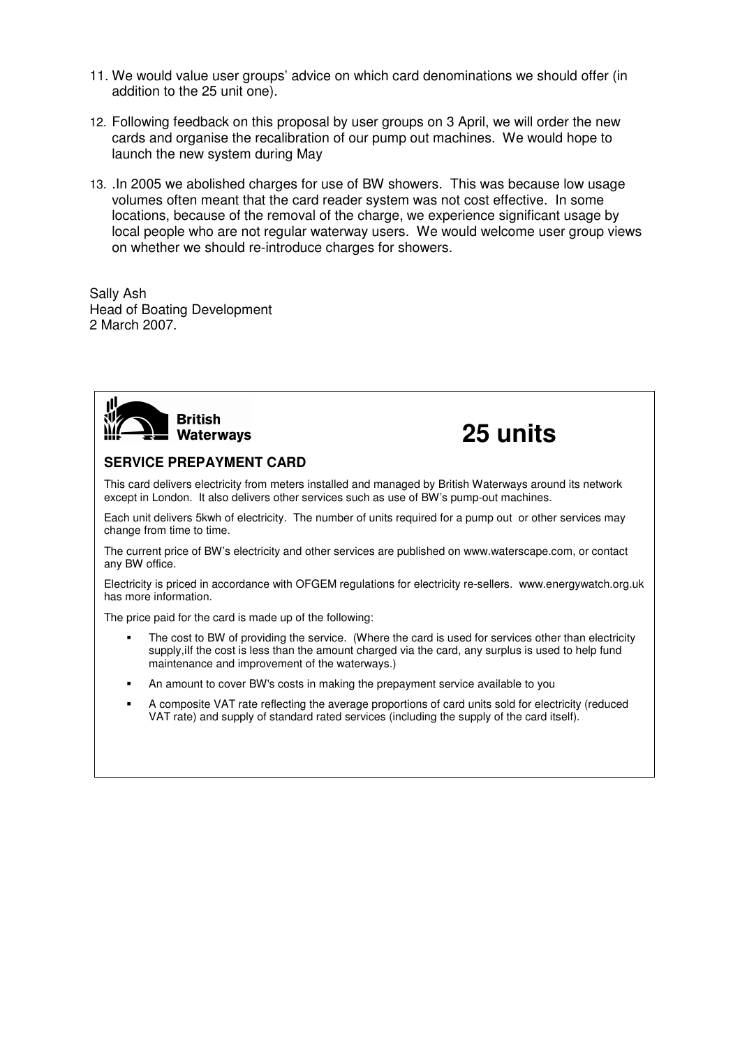11. We would value user groups' advice on which card denominations we should offer (in addition to the 25 unit one).

12. Following feedback on this proposal by user groups on 3 April, we will order the new cards and organise the recalibration of our pump out machines. We would hope to launch the new system during May

13. .In 2005 we abolished charges for use of BW showers. This was because low usage volumes often meant that the card reader system was not cost effective. In some locations, because of the removal of the charge, we experience significant usage by local people who are not regular waterway users. We would welcome user group views on whether we should re-introduce charges for showers.

Sally Ash
Head of Boating Development
2 March 2007.

---

British Waterways

# 25 units

## SERVICE PREPAYMENT CARD

This card delivers electricity from meters installed and managed by British Waterways around its network except in London. It also delivers other services such as use of BW's pump-out machines.

Each unit delivers 5kwh of electricity. The number of units required for a pump out or other services may change from time to time.

The current price of BW's electricity and other services are published on www.waterscape.com, or contact any BW office.

Electricity is priced in accordance with OFGEM regulations for electricity re-sellers. www.energywatch.org.uk has more information.

The price paid for the card is made up of the following:

- The cost to BW of providing the service. (Where the card is used for services other than electricity supply,iIf the cost is less than the amount charged via the card, any surplus is used to help fund maintenance and improvement of the waterways.)
- An amount to cover BW's costs in making the prepayment service available to you
- A composite VAT rate reflecting the average proportions of card units sold for electricity (reduced VAT rate) and supply of standard rated services (including the supply of the card itself).